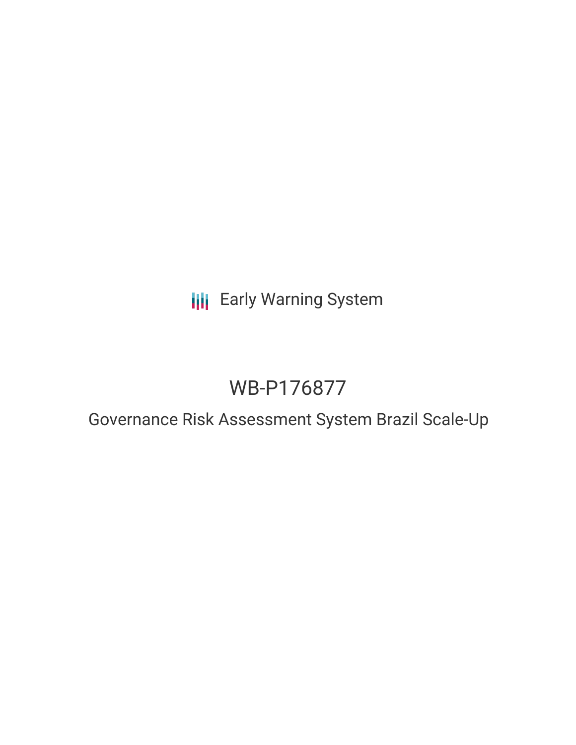Early Warning System

# WB-P176877

## Governance Risk Assessment System Brazil Scale-Up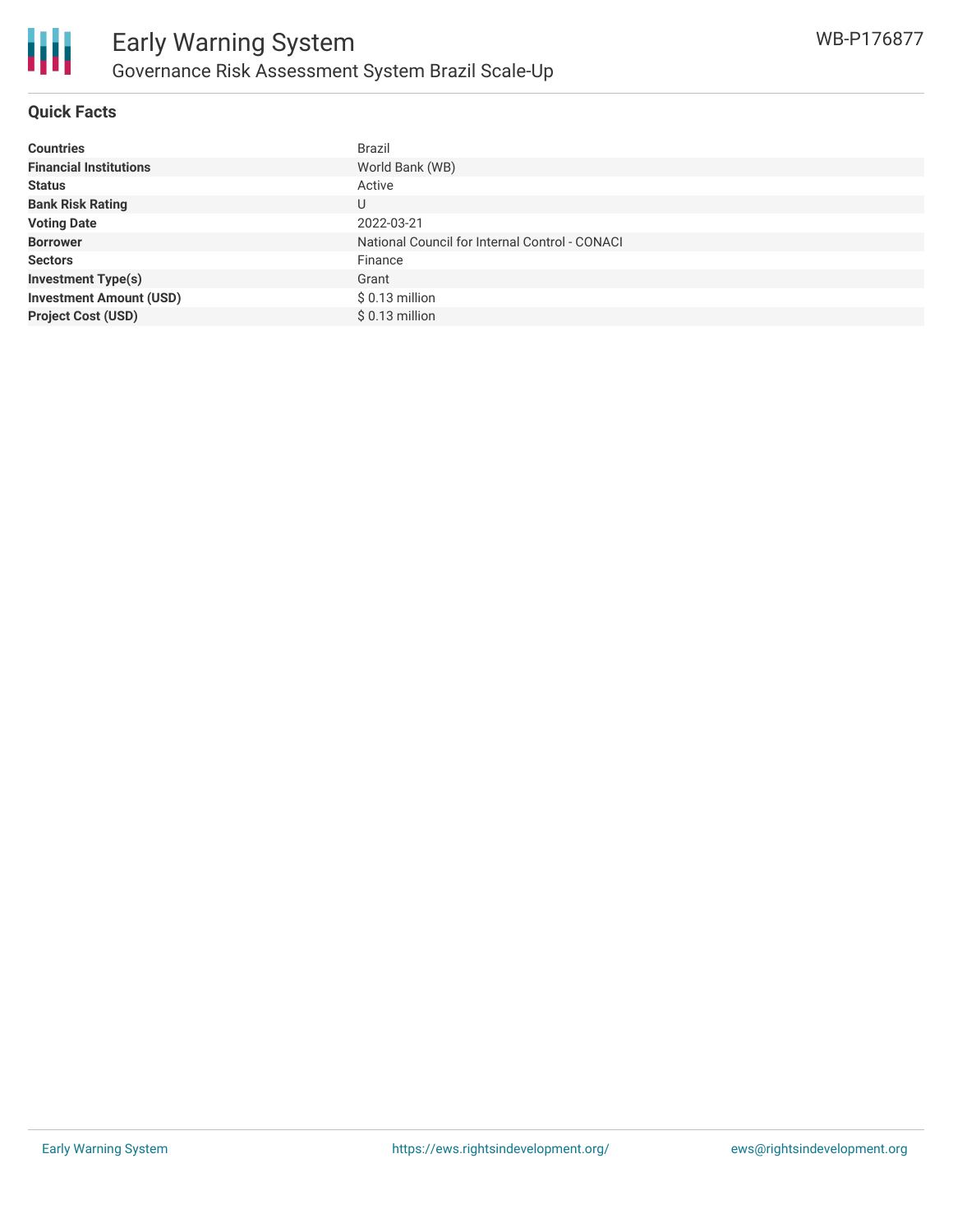# Early Warning System

## Governance Risk Assessment System Brazil Scale-Up

WB-P176877

### Quick Facts

| | |
|---|---|
| **Countries** | Brazil |
| **Financial Institutions** | World Bank (WB) |
| **Status** | Active |
| **Bank Risk Rating** | U |
| **Voting Date** | 2022-03-21 |
| **Borrower** | National Council for Internal Control - CONACI |
| **Sectors** | Finance |
| **Investment Type(s)** | Grant |
| **Investment Amount (USD)** | $ 0.13 million |
| **Project Cost (USD)** | $ 0.13 million |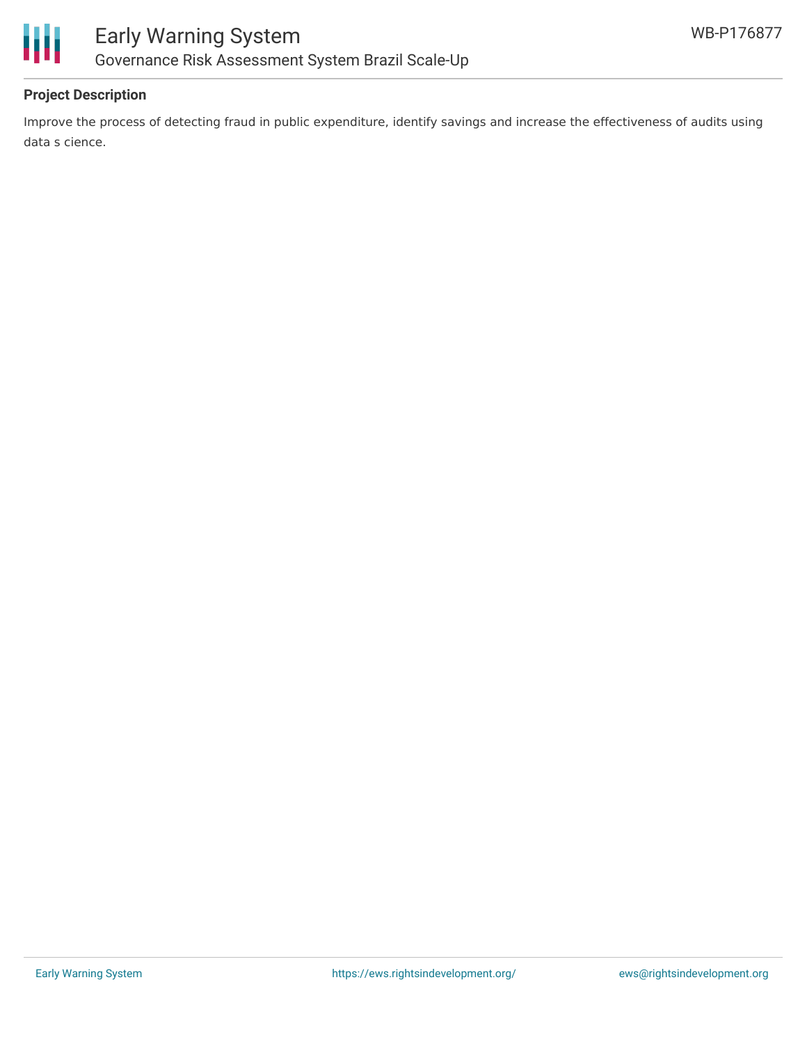## Project Description

Improve the process of detecting fraud in public expenditure, identify savings and increase the effectiveness of audits using data s cience.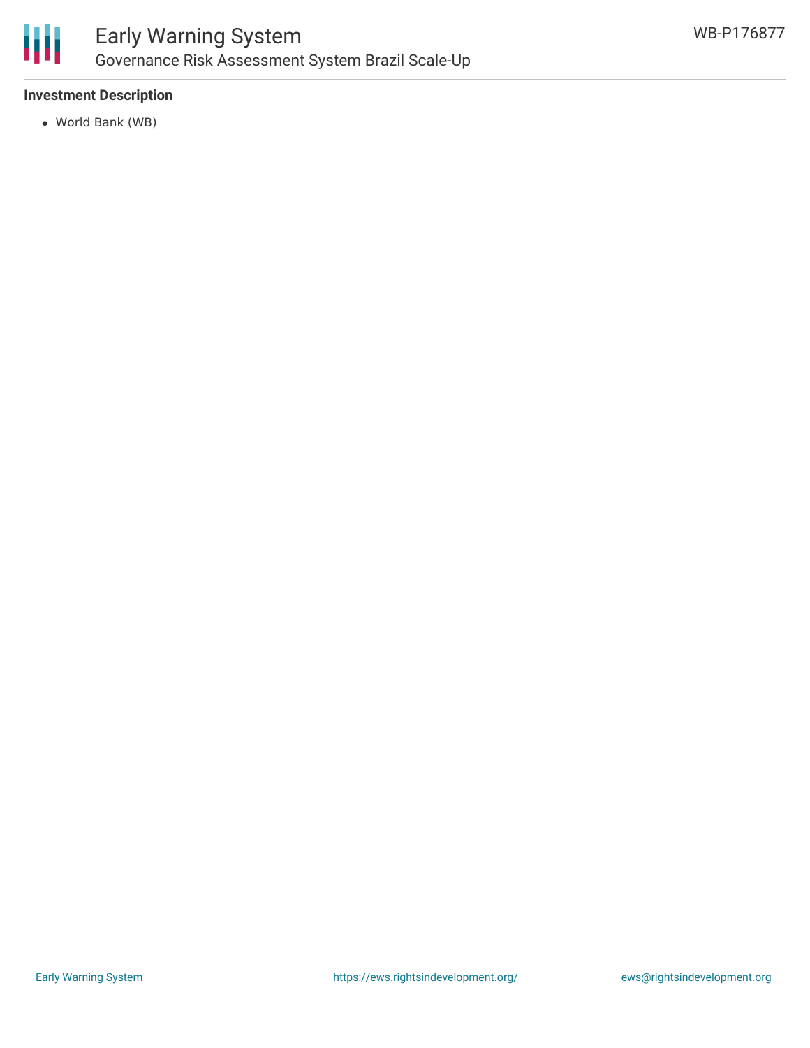**Investment Description**

- World Bank (WB)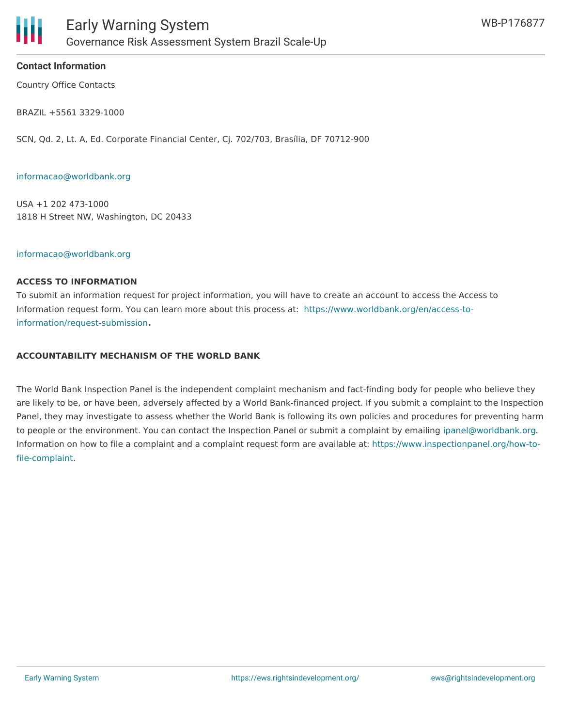**Contact Information**

Country Office Contacts

BRAZIL +5561 3329-1000

SCN, Qd. 2, Lt. A, Ed. Corporate Financial Center, Cj. 702/703, Brasília, DF 70712-900

informacao@worldbank.org

USA +1 202 473-1000
1818 H Street NW, Washington, DC 20433

informacao@worldbank.org

**ACCESS TO INFORMATION**

To submit an information request for project information, you will have to create an account to access the Access to Information request form. You can learn more about this process at: https://www.worldbank.org/en/access-to-information/request-submission**.**

**ACCOUNTABILITY MECHANISM OF THE WORLD BANK**

The World Bank Inspection Panel is the independent complaint mechanism and fact-finding body for people who believe they are likely to be, or have been, adversely affected by a World Bank-financed project. If you submit a complaint to the Inspection Panel, they may investigate to assess whether the World Bank is following its own policies and procedures for preventing harm to people or the environment. You can contact the Inspection Panel or submit a complaint by emailing ipanel@worldbank.org. Information on how to file a complaint and a complaint request form are available at: https://www.inspectionpanel.org/how-to-file-complaint.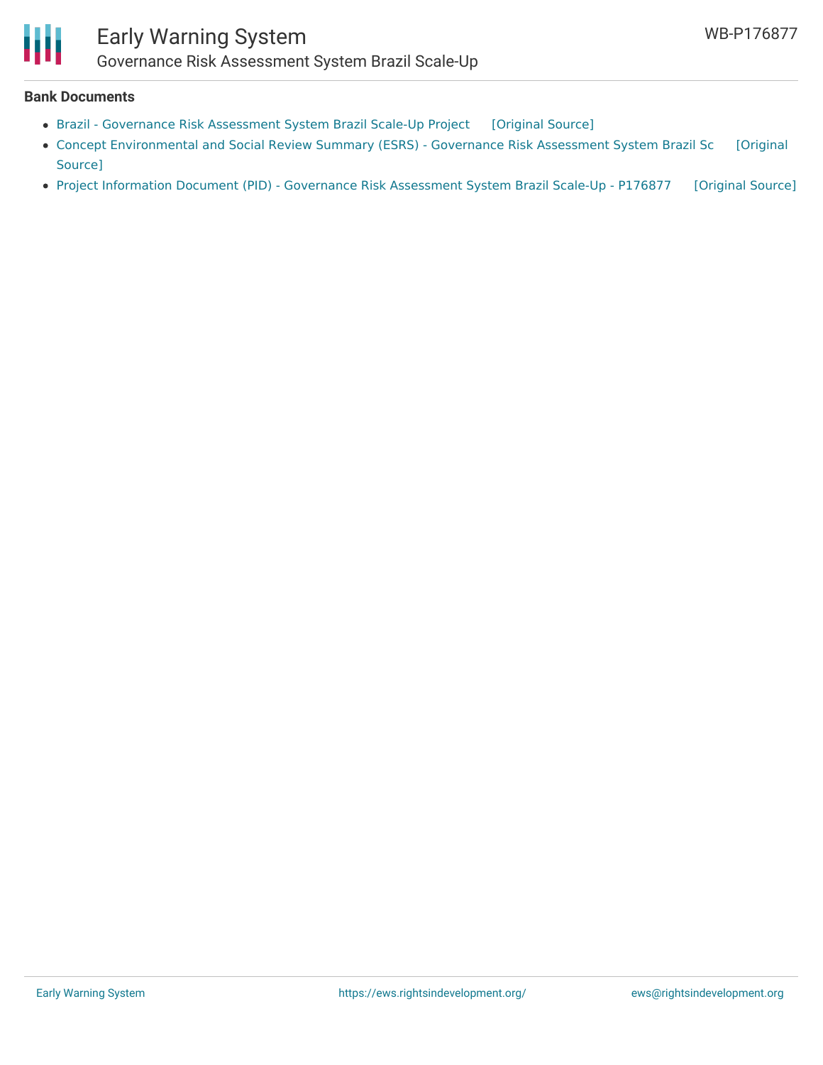**Bank Documents**

- Brazil - Governance Risk Assessment System Brazil Scale-Up Project [Original Source]
- Concept Environmental and Social Review Summary (ESRS) - Governance Risk Assessment System Brazil Sc [Original Source]
- Project Information Document (PID) - Governance Risk Assessment System Brazil Scale-Up - P176877 [Original Source]